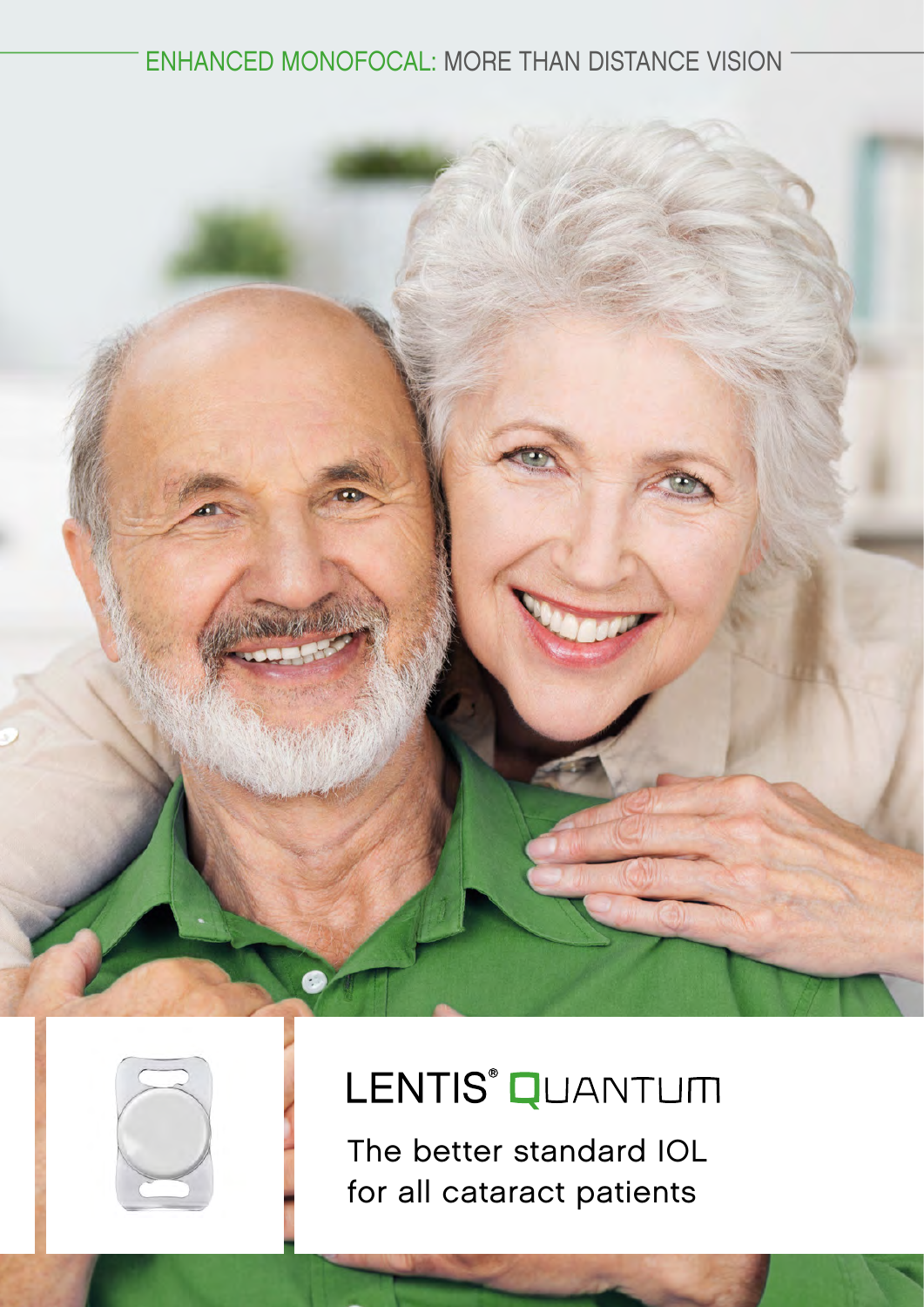ENHANCED MONOFOCAL: MORE THAN DISTANCE VISION

# LENTIS® QUANTUM

The better standard IOL for all cataract patients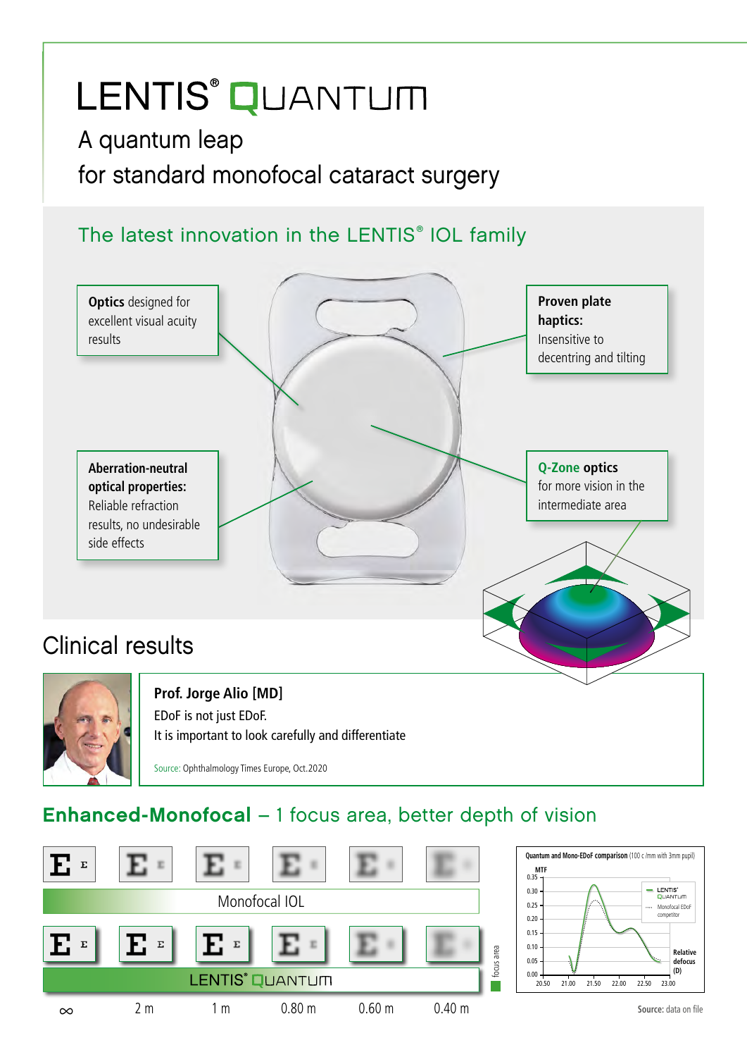# LENTIS® QUANTUM

A quantum leap
for standard monofocal cataract surgery

## The latest innovation in the LENTIS® IOL family

**Optics** designed for excellent visual acuity results

**Proven plate haptics:** Insensitive to decentring and tilting

**Aberration-neutral optical properties:** Reliable refraction results, no undesirable side effects

**Q-Zone optics** for more vision in the intermediate area

## Clinical results

**Prof. Jorge Alio [MD]**
EDoF is not just EDoF.
It is important to look carefully and differentiate

Source: Ophthalmology Times Europe, Oct.2020

## Enhanced-Monofocal – 1 focus area, better depth of vision

Monofocal IOL

LENTIS® QUANTUM

focus area

∞ | 2 m | 1 m | 0.80 m | 0.60 m | 0.40 m

Quantum and Mono-EDoF comparison (100 c/mm with 3mm pupil)

MTF: 0.35, 0.30, 0.25, 0.20, 0.15, 0.10, 0.05, 0.00

Relative defocus (D): 20.50, 21.00, 21.50, 22.00, 22.50, 23.00

Legend: LENTIS® QUANTUM; Monofocal EDoF competitor

Source: data on file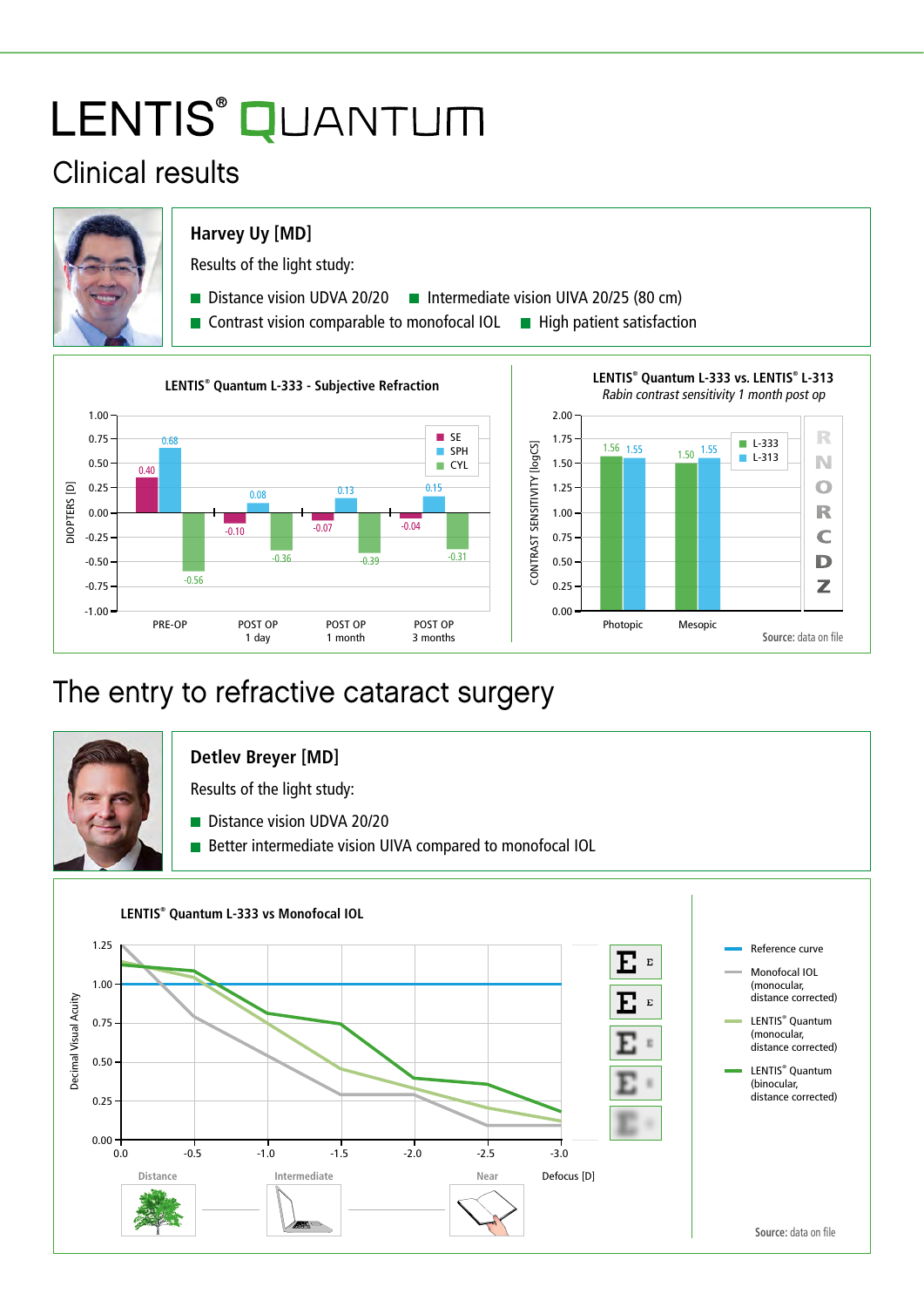# LENTIS® QUANTUM

## Clinical results

### Harvey Uy [MD]

Results of the light study:

- Distance vision UDVA 20/20
- Intermediate vision UIVA 20/25 (80 cm)
- Contrast vision comparable to monofocal IOL
- High patient satisfaction

**LENTIS® Quantum L-333 - Subjective Refraction**

| DIOPTERS [D] | SE | SPH | CYL |
|---|---|---|---|
| PRE-OP | 0.40 | 0.68 | -0.56 |
| POST OP 1 day | -0.10 | 0.08 | -0.36 |
| POST OP 1 month | -0.07 | 0.13 | -0.39 |
| POST OP 3 months | -0.04 | 0.15 | -0.31 |

**LENTIS® Quantum L-333 vs. LENTIS® L-313**

*Rabin contrast sensitivity 1 month post op*

| CONTRAST SENSITIVITY [logCS] | L-333 | L-313 |
|---|---|---|
| Photopic | 1.56 | 1.55 |
| Mesopic | 1.50 | 1.55 |

**Source:** data on file

## The entry to refractive cataract surgery

### Detlev Breyer [MD]

Results of the light study:

- Distance vision UDVA 20/20
- Better intermediate vision UIVA compared to monofocal IOL

**LENTIS® Quantum L-333 vs Monofocal IOL**

Decimal Visual Acuity vs. Defocus [D] (0.0 to -3.0; Distance, Intermediate, Near)

- Reference curve
- Monofocal IOL (monocular, distance corrected)
- LENTIS® Quantum (monocular, distance corrected)
- LENTIS® Quantum (binocular, distance corrected)

**Source:** data on file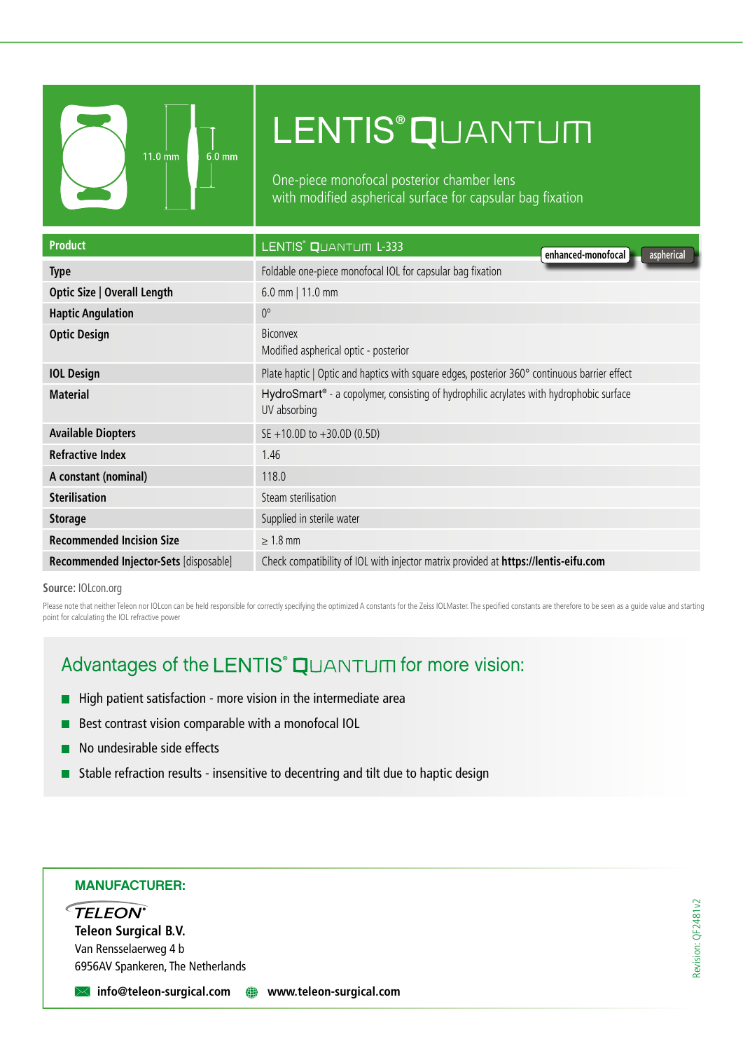11.0 mm

6.0 mm

# LENTIS® QUANTUM

One-piece monofocal posterior chamber lens
with modified aspherical surface for capsular bag fixation

| Product | LENTIS® QUANTUM L-333 enhanced-monofocal aspherical |
|---|---|
| Type | Foldable one-piece monofocal IOL for capsular bag fixation |
| Optic Size \| Overall Length | 6.0 mm \| 11.0 mm |
| Haptic Angulation | 0° |
| Optic Design | Biconvex<br>Modified aspherical optic - posterior |
| IOL Design | Plate haptic \| Optic and haptics with square edges, posterior 360° continuous barrier effect |
| Material | HydroSmart® - a copolymer, consisting of hydrophilic acrylates with hydrophobic surface<br>UV absorbing |
| Available Diopters | SE +10.0D to +30.0D (0.5D) |
| Refractive Index | 1.46 |
| A constant (nominal) | 118.0 |
| Sterilisation | Steam sterilisation |
| Storage | Supplied in sterile water |
| Recommended Incision Size | ≥ 1.8 mm |
| Recommended Injector-Sets [disposable] | Check compatibility of IOL with injector matrix provided at **https://lentis-eifu.com** |

**Source:** IOLcon.org

Please note that neither Teleon nor IOLcon can be held responsible for correctly specifying the optimized A constants for the Zeiss IOLMaster. The specified constants are therefore to be seen as a guide value and starting point for calculating the IOL refractive power

## Advantages of the LENTIS® QUANTUM for more vision:

- High patient satisfaction - more vision in the intermediate area
- Best contrast vision comparable with a monofocal IOL
- No undesirable side effects
- Stable refraction results - insensitive to decentring and tilt due to haptic design

**MANUFACTURER:**

TELEON®

**Teleon Surgical B.V.**
Van Rensselaerweg 4 b
6956AV Spankeren, The Netherlands

**info@teleon-surgical.com** **www.teleon-surgical.com**

Revision: QF2481v2